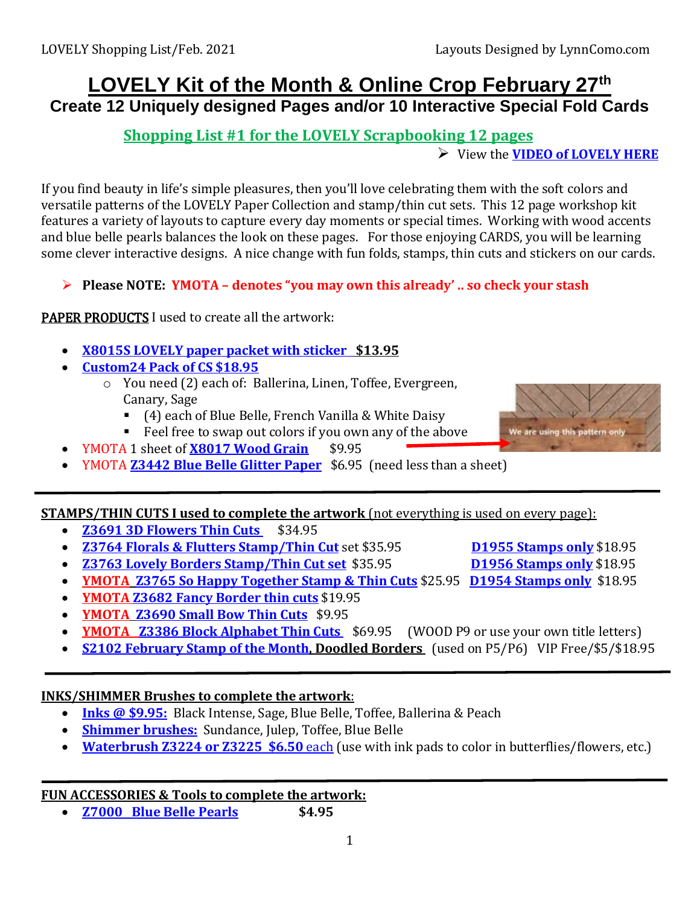# LOVELY Kit of the Month & Online Crop February 27th

## Create 12 Uniquely designed Pages and/or 10 Interactive Special Fold Cards

### Shopping List #1 for the LOVELY Scrapbooking 12 pages

- View the **VIDEO of LOVELY HERE**

If you find beauty in life's simple pleasures, then you'll love celebrating them with the soft colors and versatile patterns of the LOVELY Paper Collection and stamp/thin cut sets. This 12 page workshop kit features a variety of layouts to capture every day moments or special times. Working with wood accents and blue belle pearls balances the look on these pages. For those enjoying CARDS, you will be learning some clever interactive designs. A nice change with fun folds, stamps, thin cuts and stickers on our cards.

- **Please NOTE: YMOTA – denotes "you may own this already' .. so check your stash**

PAPER PRODUCTS I used to create all the artwork:

- **X8015S LOVELY paper packet with sticker $13.95**
- **Custom24 Pack of CS $18.95**
  - You need (2) each of: Ballerina, Linen, Toffee, Evergreen, Canary, Sage
    - (4) each of Blue Belle, French Vanilla & White Daisy
    - Feel free to swap out colors if you own any of the above
- YMOTA 1 sheet of **X8017 Wood Grain** $9.95 (We are using this pattern only)
- YMOTA **Z3442 Blue Belle Glitter Paper** $6.95 (need less than a sheet)

---

STAMPS/THIN CUTS I used to complete the artwork (not everything is used on every page):

- **Z3691 3D Flowers Thin Cuts** $34.95
- **Z3764 Florals & Flutters Stamp/Thin Cut** set $35.95 — **D1955 Stamps only** $18.95
- **Z3763 Lovely Borders Stamp/Thin Cut set** $35.95 — **D1956 Stamps only** $18.95
- **YMOTA Z3765 So Happy Together Stamp & Thin Cuts** $25.95 — **D1954 Stamps only** $18.95
- **YMOTA Z3682 Fancy Border thin cuts** $19.95
- **YMOTA Z3690 Small Bow Thin Cuts** $9.95
- **YMOTA Z3386 Block Alphabet Thin Cuts** $69.95 (WOOD P9 or use your own title letters)
- **S2102 February Stamp of the Month, Doodled Borders** (used on P5/P6) VIP Free/$5/$18.95

---

INKS/SHIMMER Brushes to complete the artwork:

- **Inks @ $9.95:** Black Intense, Sage, Blue Belle, Toffee, Ballerina & Peach
- **Shimmer brushes:** Sundance, Julep, Toffee, Blue Belle
- **Waterbrush Z3224 or Z3225 $6.50** each (use with ink pads to color in butterflies/flowers, etc.)

---

FUN ACCESSORIES & Tools to complete the artwork:

- **Z7000 Blue Belle Pearls** **$4.95**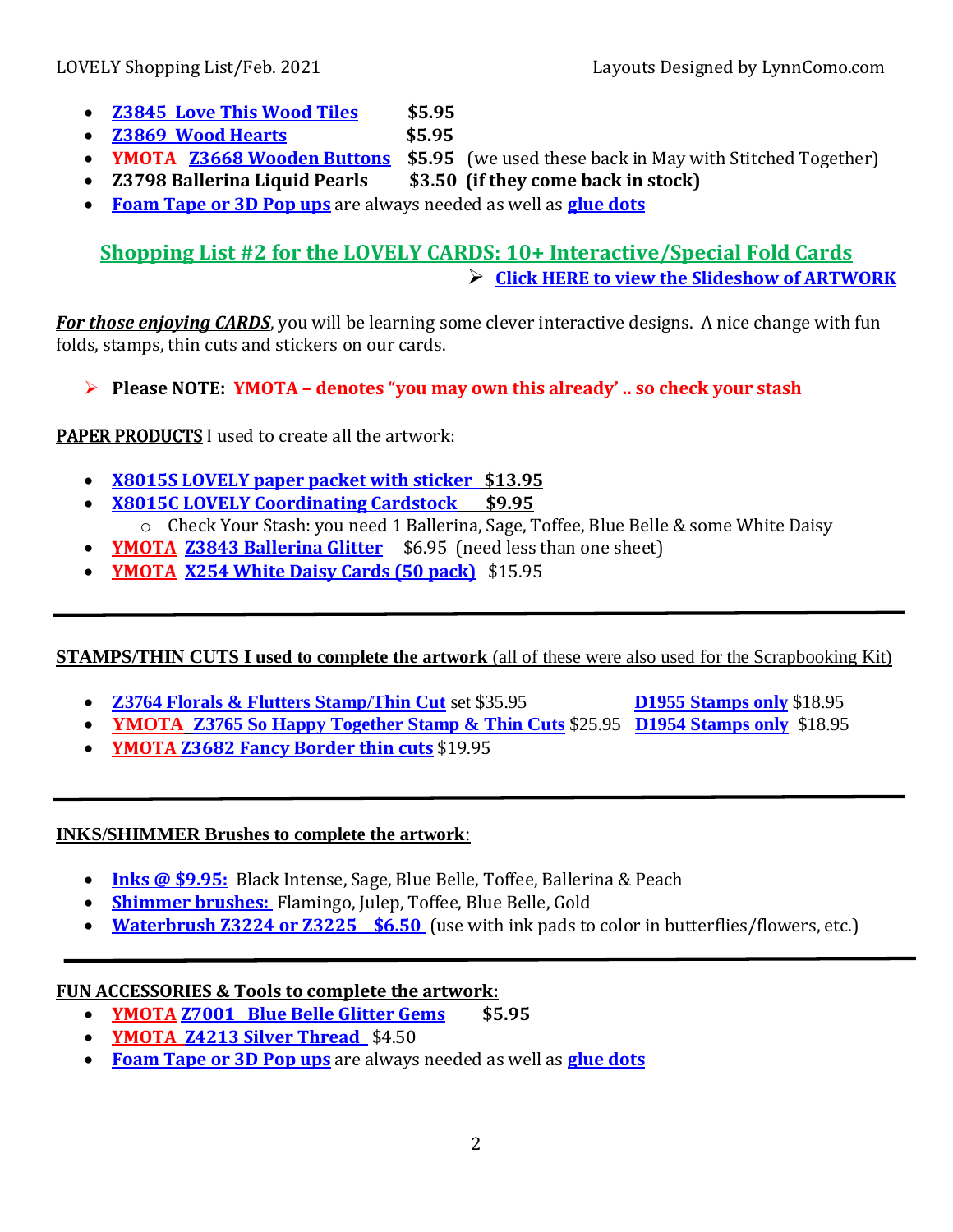- **Z3845 Love This Wood Tiles** **$5.95**
- **Z3869 Wood Hearts** **$5.95**
- **YMOTA Z3668 Wooden Buttons** **$5.95** (we used these back in May with Stitched Together)
- **Z3798 Ballerina Liquid Pearls** **$3.50 (if they come back in stock)**
- **Foam Tape or 3D Pop ups** are always needed as well as **glue dots**

## Shopping List #2 for the LOVELY CARDS: 10+ Interactive/Special Fold Cards

- **Click HERE to view the Slideshow of ARTWORK**

***For those enjoying CARDS***, you will be learning some clever interactive designs. A nice change with fun folds, stamps, thin cuts and stickers on our cards.

- **Please NOTE: YMOTA – denotes "you may own this already' .. so check your stash**

PAPER PRODUCTS I used to create all the artwork:

- **X8015S LOVELY paper packet with sticker $13.95**
- **X8015C LOVELY Coordinating Cardstock $9.95**
  - Check Your Stash: you need 1 Ballerina, Sage, Toffee, Blue Belle & some White Daisy
- **YMOTA Z3843 Ballerina Glitter** $6.95 (need less than one sheet)
- **YMOTA X254 White Daisy Cards (50 pack)** $15.95

---

**STAMPS/THIN CUTS I used to complete the artwork** (all of these were also used for the Scrapbooking Kit)

- **Z3764 Florals & Flutters Stamp/Thin Cut** set $35.95 **D1955 Stamps only** $18.95
- **YMOTA Z3765 So Happy Together Stamp & Thin Cuts** $25.95 **D1954 Stamps only** $18.95
- **YMOTA Z3682 Fancy Border thin cuts** $19.95

---

**INKS/SHIMMER Brushes to complete the artwork**:

- **Inks @ $9.95:** Black Intense, Sage, Blue Belle, Toffee, Ballerina & Peach
- **Shimmer brushes:** Flamingo, Julep, Toffee, Blue Belle, Gold
- **Waterbrush Z3224 or Z3225 $6.50** (use with ink pads to color in butterflies/flowers, etc.)

---

**FUN ACCESSORIES & Tools to complete the artwork:**

- **YMOTA Z7001 Blue Belle Glitter Gems** **$5.95**
- **YMOTA Z4213 Silver Thread** $4.50
- **Foam Tape or 3D Pop ups** are always needed as well as **glue dots**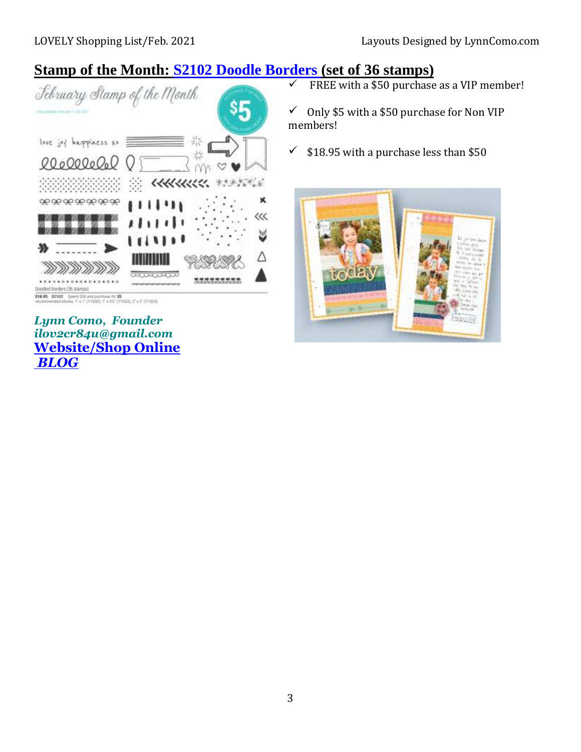## **Stamp of the Month: S2102 Doodle Borders (set of 36 stamps)**

- ✓ FREE with a $50 purchase as a VIP member!
- ✓ Only $5 with a $50 purchase for Non VIP members!
- ✓ $18.95 with a purchase less than $50

***Lynn Como, Founder***
***ilov2cr84u@gmail.com***
**Website/Shop Online**
***BLOG***